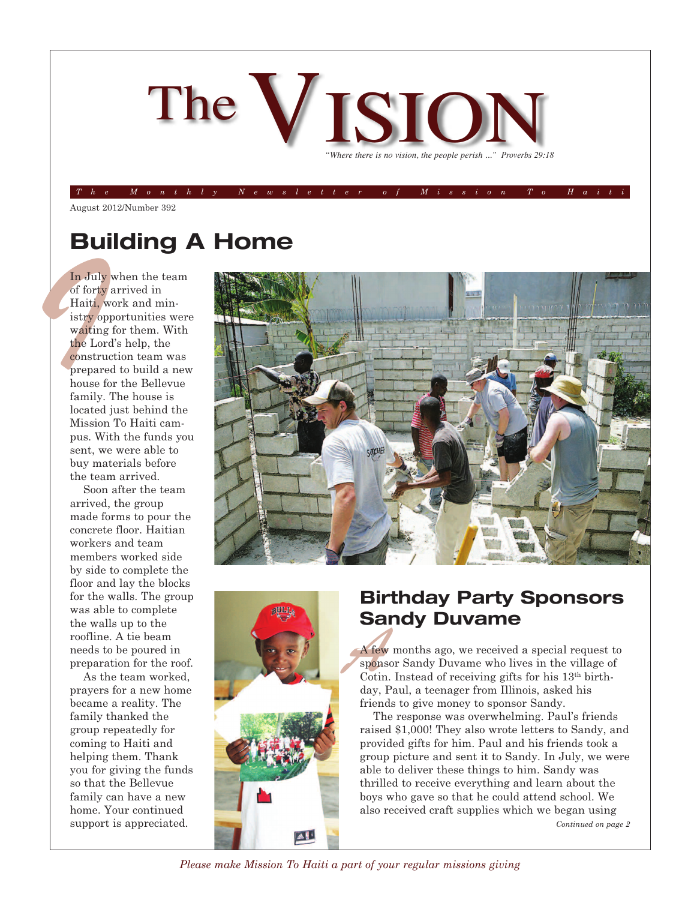# The VISION

*"Where there is no vision, the people perish ..." Proverbs 29:18*

*The Monthly Newsletter of Mission To Haiti*

August 2012/Number 392

## Building A Home

In July when the team of forty arrived in Haiti, work and ministry opportunities were waiting for them. With the Lord's help, the construction team was prepared to build a new house for the Bellevue family. The house is located just behind the Mission To Haiti campus. With the funds you sent, we were able to buy materials before the team arrived.

Soon after the team arrived, the group made forms to pour the concrete floor. Haitian workers and team members worked side by side to complete the floor and lay the blocks for the walls. The group was able to complete the walls up to the roofline. A tie beam needs to be poured in preparation for the roof.

As the team worked, prayers for a new home became a reality. The family thanked the group repeatedly for coming to Haiti and helping them. Thank you for giving the funds so that the Bellevue family can have a new home. Your continued support is appreciated.

## Birthday Party Sponsors Sandy Duvame

A few months ago, we received a special request to sponsor Sandy Duvame who lives in the village of Cotin. Instead of receiving gifts for his 13th birthday, Paul, a teenager from Illinois, asked his friends to give money to sponsor Sandy.

The response was overwhelming. Paul's friends raised $1,000! They also wrote letters to Sandy, and provided gifts for him. Paul and his friends took a group picture and sent it to Sandy. In July, we were able to deliver these things to him. Sandy was thrilled to receive everything and learn about the boys who gave so that he could attend school. We also received craft supplies which we began using

*Continued on page 2*

*Please make Mission To Haiti a part of your regular missions giving*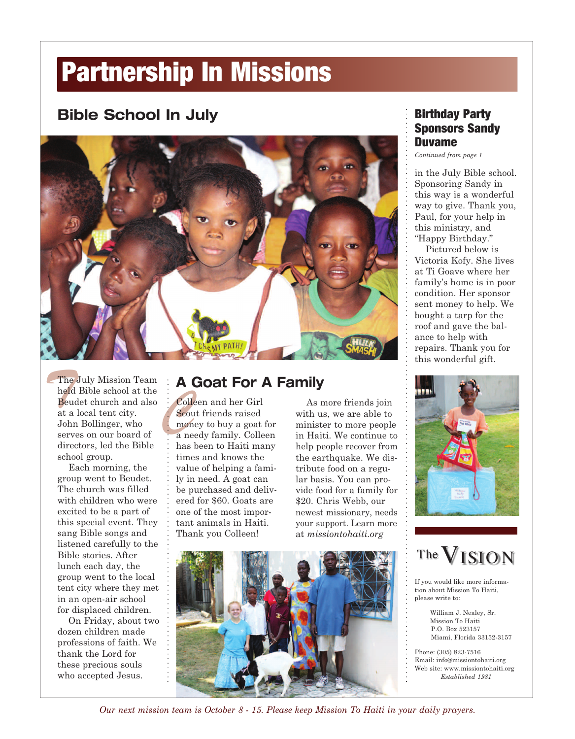# Partnership In Missions

## Bible School In July

The July Mission Team held Bible school at the Beudet church and also at a local tent city. John Bollinger, who serves on our board of directors, led the Bible school group.

Each morning, the group went to Beudet. The church was filled with children who were excited to be a part of this special event. They sang Bible songs and listened carefully to the Bible stories. After lunch each day, the group went to the local tent city where they met in an open-air school for displaced children.

On Friday, about two dozen children made professions of faith. We thank the Lord for these precious souls who accepted Jesus.

## A Goat For A Family

Colleen and her Girl Scout friends raised money to buy a goat for a needy family. Colleen has been to Haiti many times and knows the value of helping a family in need. A goat can be purchased and delivered for $60. Goats are one of the most important animals in Haiti. Thank you Colleen!

As more friends join with us, we are able to minister to more people in Haiti. We continue to help people recover from the earthquake. We distribute food on a regular basis. You can provide food for a family for $20. Chris Webb, our newest missionary, needs your support. Learn more at *missiontohaiti.org*

## Birthday Party Sponsors Sandy Duvame

*Continued from page 1*

in the July Bible school. Sponsoring Sandy in this way is a wonderful way to give. Thank you, Paul, for your help in this ministry, and "Happy Birthday."

Pictured below is Victoria Kofy. She lives at Ti Goave where her family's home is in poor condition. Her sponsor sent money to help. We bought a tarp for the roof and gave the balance to help with repairs. Thank you for this wonderful gift.

## The VISION

If you would like more information about Mission To Haiti, please write to:

William J. Nealey, Sr.
Mission To Haiti
P.O. Box 523157
Miami, Florida 33152-3157

Phone: (305) 823-7516
Email: info@missiontohaiti.org
Web site: www.missiontohaiti.org
*Established 1981*

*Our next mission team is October 8 - 15. Please keep Mission To Haiti in your daily prayers.*